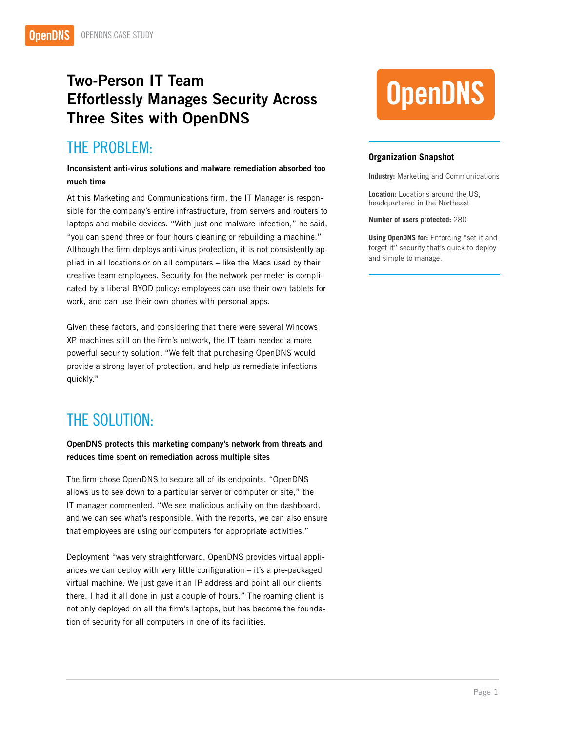# Two-Person IT Team Effortlessly Manages Security Across Three Sites with OpenDNS

## THE PROBLEM:

**Inconsistent anti-virus solutions and malware remediation absorbed too much time**

At this Marketing and Communications firm, the IT Manager is responsible for the company's entire infrastructure, from servers and routers to laptops and mobile devices. "With just one malware infection," he said, "you can spend three or four hours cleaning or rebuilding a machine." Although the firm deploys anti-virus protection, it is not consistently applied in all locations or on all computers – like the Macs used by their creative team employees. Security for the network perimeter is complicated by a liberal BYOD policy: employees can use their own tablets for work, and can use their own phones with personal apps.

Given these factors, and considering that there were several Windows XP machines still on the firm's network, the IT team needed a more powerful security solution. "We felt that purchasing OpenDNS would provide a strong layer of protection, and help us remediate infections quickly."

## THE SOLUTION:

**OpenDNS protects this marketing company's network from threats and reduces time spent on remediation across multiple sites**

The firm chose OpenDNS to secure all of its endpoints. "OpenDNS allows us to see down to a particular server or computer or site," the IT manager commented. "We see malicious activity on the dashboard, and we can see what's responsible. With the reports, we can also ensure that employees are using our computers for appropriate activities."

Deployment "was very straightforward. OpenDNS provides virtual appliances we can deploy with very little configuration – it's a pre-packaged virtual machine. We just gave it an IP address and point all our clients there. I had it all done in just a couple of hours." The roaming client is not only deployed on all the firm's laptops, but has become the foundation of security for all computers in one of its facilities.

### Organization Snapshot

**Industry:** Marketing and Communications

**Location:** Locations around the US, headquartered in the Northeast

**Number of users protected:** 280

**Using OpenDNS for:** Enforcing "set it and forget it" security that's quick to deploy and simple to manage.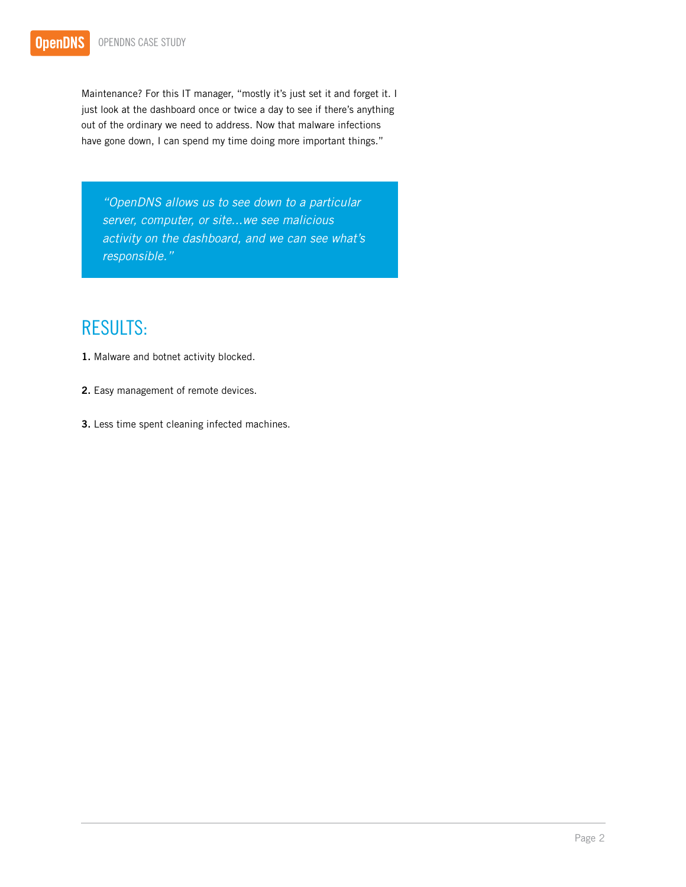Maintenance? For this IT manager, "mostly it's just set it and forget it. I just look at the dashboard once or twice a day to see if there's anything out of the ordinary we need to address. Now that malware infections have gone down, I can spend my time doing more important things."

> *"OpenDNS allows us to see down to a particular server, computer, or site...we see malicious activity on the dashboard, and we can see what's responsible."*

## RESULTS:

**1.** Malware and botnet activity blocked.

**2.** Easy management of remote devices.

**3.** Less time spent cleaning infected machines.